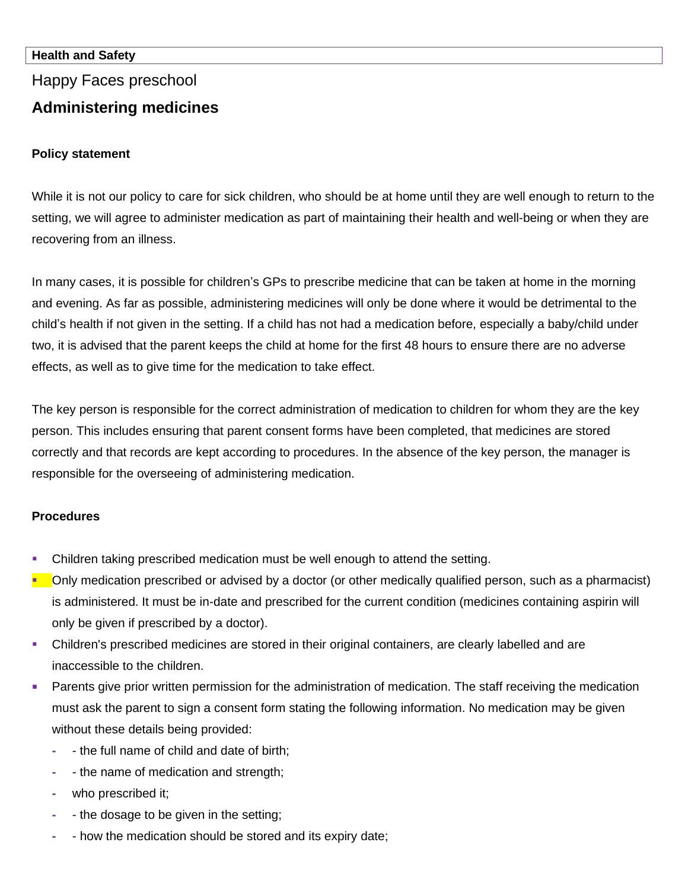**Health and Safety**

Happy Faces preschool

# Administering medicines

**Policy statement**

While it is not our policy to care for sick children, who should be at home until they are well enough to return to the setting, we will agree to administer medication as part of maintaining their health and well-being or when they are recovering from an illness.

In many cases, it is possible for children's GPs to prescribe medicine that can be taken at home in the morning and evening. As far as possible, administering medicines will only be done where it would be detrimental to the child's health if not given in the setting. If a child has not had a medication before, especially a baby/child under two, it is advised that the parent keeps the child at home for the first 48 hours to ensure there are no adverse effects, as well as to give time for the medication to take effect.

The key person is responsible for the correct administration of medication to children for whom they are the key person. This includes ensuring that parent consent forms have been completed, that medicines are stored correctly and that records are kept according to procedures. In the absence of the key person, the manager is responsible for the overseeing of administering medication.

**Procedures**

- Children taking prescribed medication must be well enough to attend the setting.
- Only medication prescribed or advised by a doctor (or other medically qualified person, such as a pharmacist) is administered. It must be in-date and prescribed for the current condition (medicines containing aspirin will only be given if prescribed by a doctor).
- Children's prescribed medicines are stored in their original containers, are clearly labelled and are inaccessible to the children.
- Parents give prior written permission for the administration of medication. The staff receiving the medication must ask the parent to sign a consent form stating the following information. No medication may be given without these details being provided:
  - - the full name of child and date of birth;
  - - the name of medication and strength;
  - who prescribed it;
  - - the dosage to be given in the setting;
  - - how the medication should be stored and its expiry date;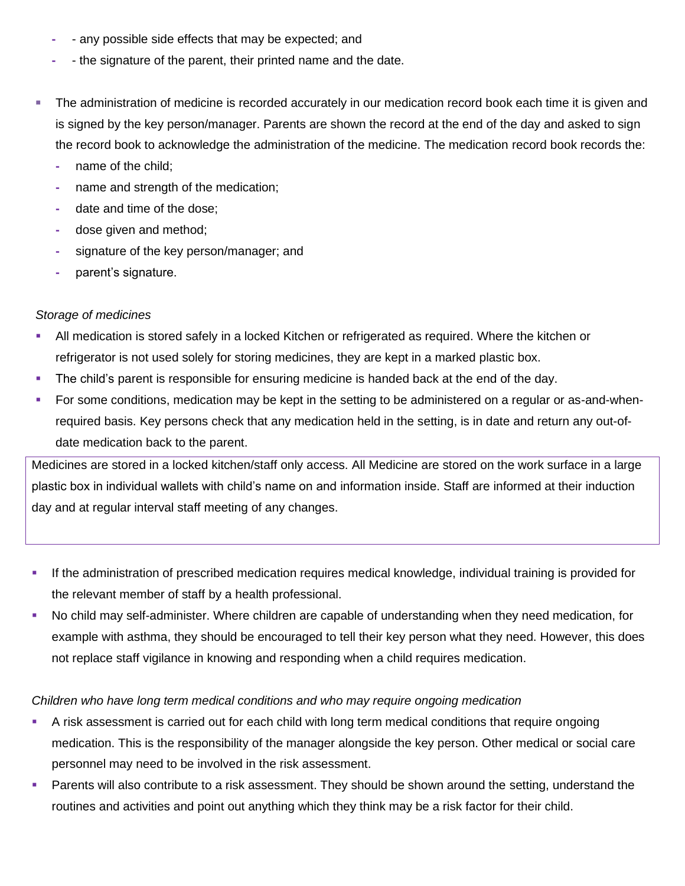- - any possible side effects that may be expected; and
  - - the signature of the parent, their printed name and the date.

- The administration of medicine is recorded accurately in our medication record book each time it is given and is signed by the key person/manager. Parents are shown the record at the end of the day and asked to sign the record book to acknowledge the administration of the medicine. The medication record book records the:
  - name of the child;
  - name and strength of the medication;
  - date and time of the dose;
  - dose given and method;
  - signature of the key person/manager; and
  - parent's signature.

*Storage of medicines*

- All medication is stored safely in a locked Kitchen or refrigerated as required. Where the kitchen or refrigerator is not used solely for storing medicines, they are kept in a marked plastic box.
- The child's parent is responsible for ensuring medicine is handed back at the end of the day.
- For some conditions, medication may be kept in the setting to be administered on a regular or as-and-when-required basis. Key persons check that any medication held in the setting, is in date and return any out-of-date medication back to the parent.

| Medicines are stored in a locked kitchen/staff only access. All Medicine are stored on the work surface in a large plastic box in individual wallets with child's name on and information inside. Staff are informed at their induction day and at regular interval staff meeting of any changes. |
|---|

- If the administration of prescribed medication requires medical knowledge, individual training is provided for the relevant member of staff by a health professional.
- No child may self-administer. Where children are capable of understanding when they need medication, for example with asthma, they should be encouraged to tell their key person what they need. However, this does not replace staff vigilance in knowing and responding when a child requires medication.

*Children who have long term medical conditions and who may require ongoing medication*

- A risk assessment is carried out for each child with long term medical conditions that require ongoing medication. This is the responsibility of the manager alongside the key person. Other medical or social care personnel may need to be involved in the risk assessment.
- Parents will also contribute to a risk assessment. They should be shown around the setting, understand the routines and activities and point out anything which they think may be a risk factor for their child.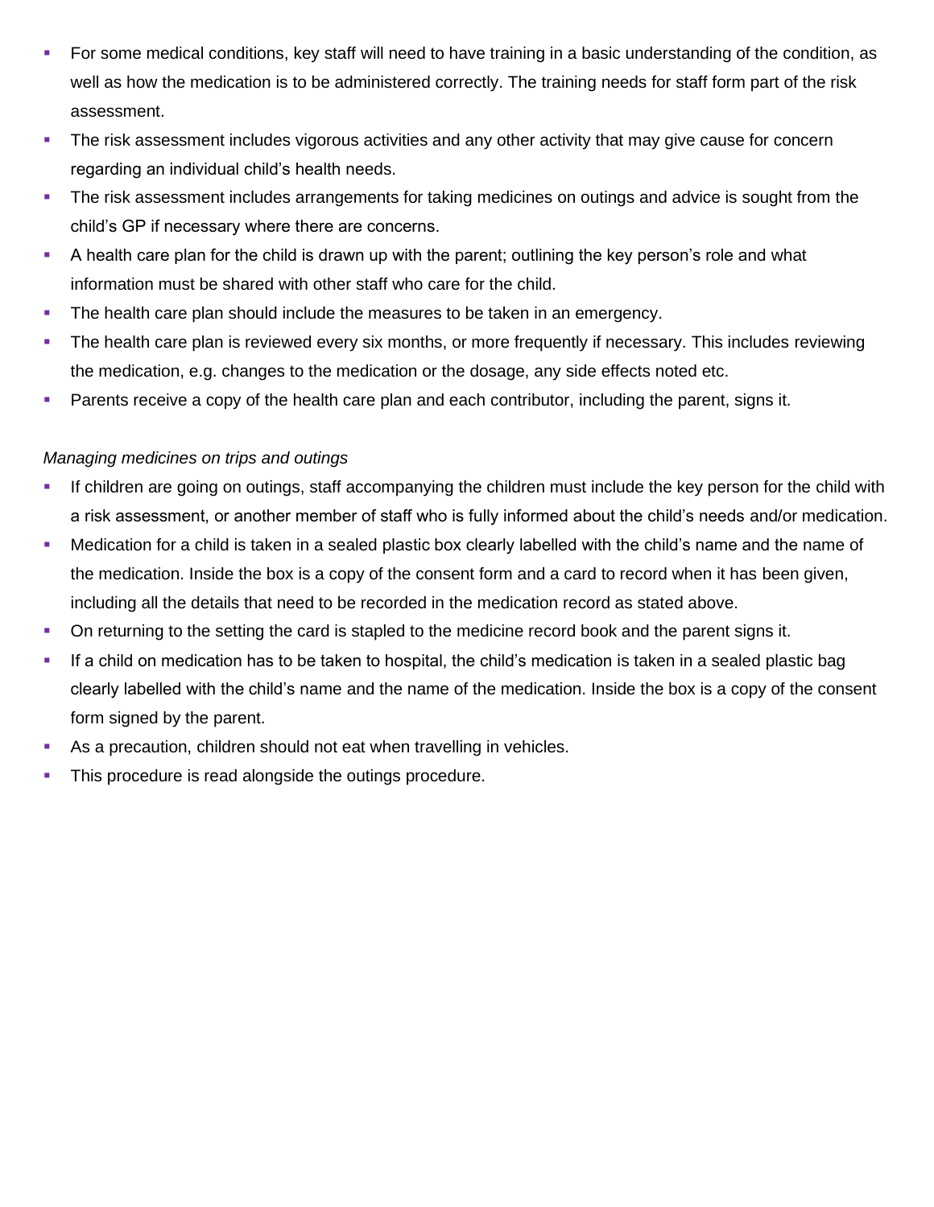- For some medical conditions, key staff will need to have training in a basic understanding of the condition, as well as how the medication is to be administered correctly. The training needs for staff form part of the risk assessment.
- The risk assessment includes vigorous activities and any other activity that may give cause for concern regarding an individual child's health needs.
- The risk assessment includes arrangements for taking medicines on outings and advice is sought from the child's GP if necessary where there are concerns.
- A health care plan for the child is drawn up with the parent; outlining the key person's role and what information must be shared with other staff who care for the child.
- The health care plan should include the measures to be taken in an emergency.
- The health care plan is reviewed every six months, or more frequently if necessary. This includes reviewing the medication, e.g. changes to the medication or the dosage, any side effects noted etc.
- Parents receive a copy of the health care plan and each contributor, including the parent, signs it.

*Managing medicines on trips and outings*

- If children are going on outings, staff accompanying the children must include the key person for the child with a risk assessment, or another member of staff who is fully informed about the child's needs and/or medication.
- Medication for a child is taken in a sealed plastic box clearly labelled with the child's name and the name of the medication. Inside the box is a copy of the consent form and a card to record when it has been given, including all the details that need to be recorded in the medication record as stated above.
- On returning to the setting the card is stapled to the medicine record book and the parent signs it.
- If a child on medication has to be taken to hospital, the child's medication is taken in a sealed plastic bag clearly labelled with the child's name and the name of the medication. Inside the box is a copy of the consent form signed by the parent.
- As a precaution, children should not eat when travelling in vehicles.
- This procedure is read alongside the outings procedure.